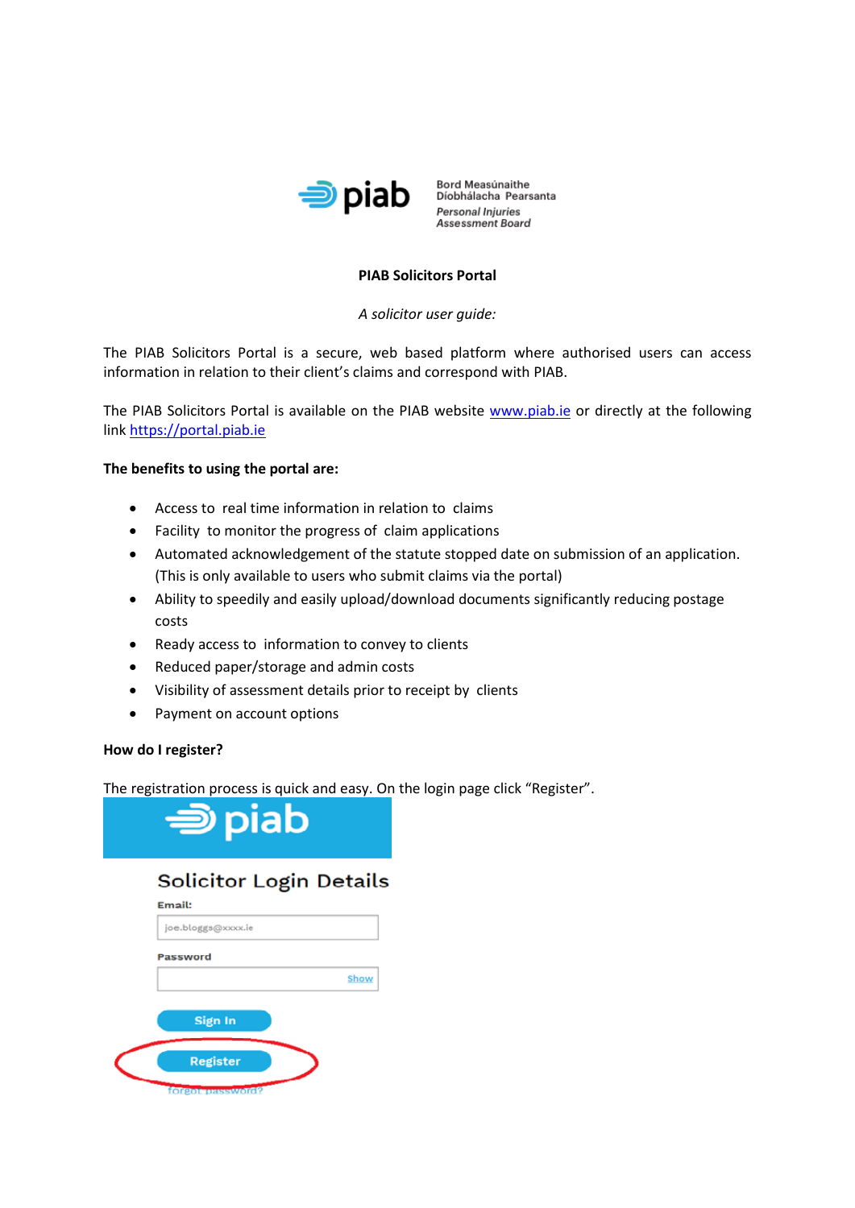Bord Measúnaithe Díobhálacha Pearsanta

*Personal Injuries Assessment Board*

**PIAB Solicitors Portal**

*A solicitor user guide:*

The PIAB Solicitors Portal is a secure, web based platform where authorised users can access information in relation to their client's claims and correspond with PIAB.

The PIAB Solicitors Portal is available on the PIAB website www.piab.ie or directly at the following link https://portal.piab.ie

**The benefits to using the portal are:**

- Access to real time information in relation to claims
- Facility to monitor the progress of claim applications
- Automated acknowledgement of the statute stopped date on submission of an application. (This is only available to users who submit claims via the portal)
- Ability to speedily and easily upload/download documents significantly reducing postage costs
- Ready access to information to convey to clients
- Reduced paper/storage and admin costs
- Visibility of assessment details prior to receipt by clients
- Payment on account options

**How do I register?**

The registration process is quick and easy. On the login page click "Register".

Solicitor Login Details

Email:

joe.bloggs@xxxx.ie

Password

Show

Sign In

Register

forgot password?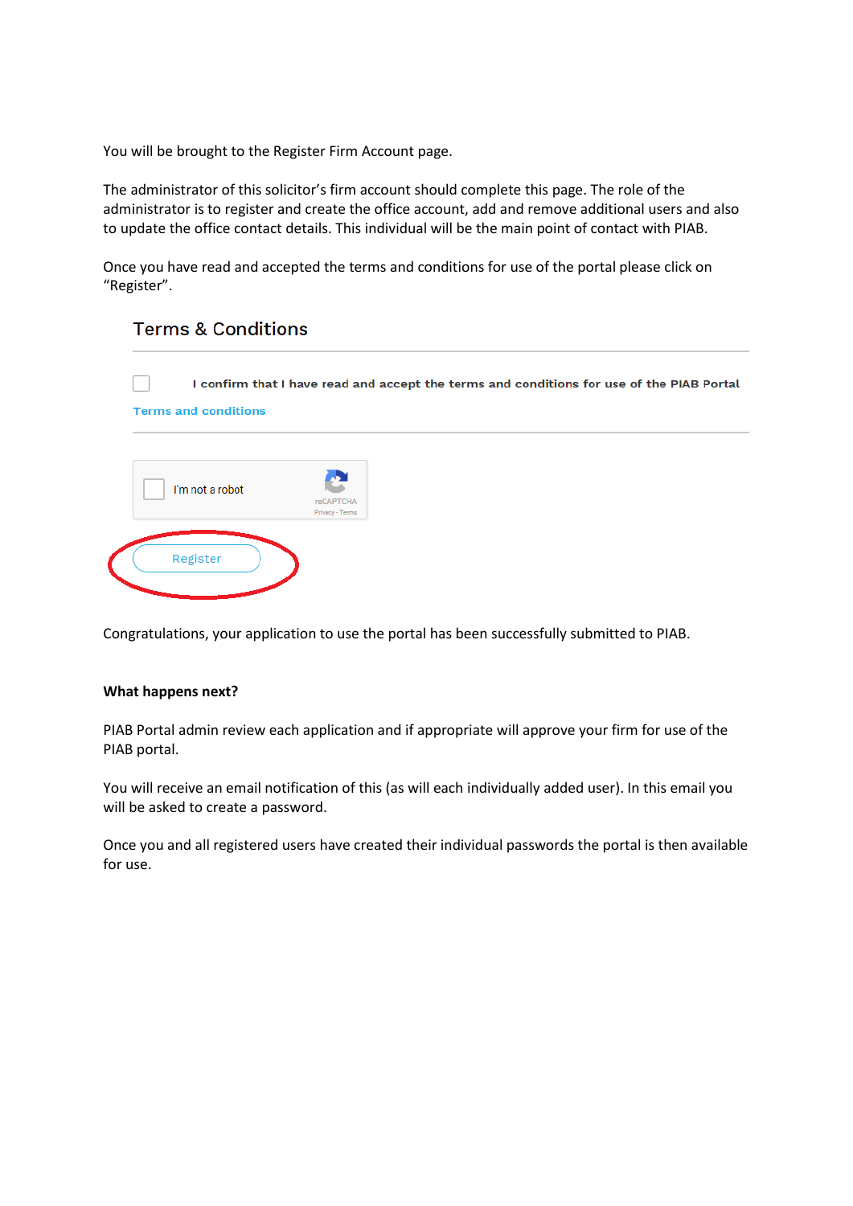You will be brought to the Register Firm Account page.

The administrator of this solicitor's firm account should complete this page. The role of the administrator is to register and create the office account, add and remove additional users and also to update the office contact details. This individual will be the main point of contact with PIAB.

Once you have read and accepted the terms and conditions for use of the portal please click on "Register".

Terms & Conditions

I confirm that I have read and accept the terms and conditions for use of the PIAB Portal

Terms and conditions

I'm not a robot

reCAPTCHA
Privacy - Terms

Register

Congratulations, your application to use the portal has been successfully submitted to PIAB.

**What happens next?**

PIAB Portal admin review each application and if appropriate will approve your firm for use of the PIAB portal.

You will receive an email notification of this (as will each individually added user). In this email you will be asked to create a password.

Once you and all registered users have created their individual passwords the portal is then available for use.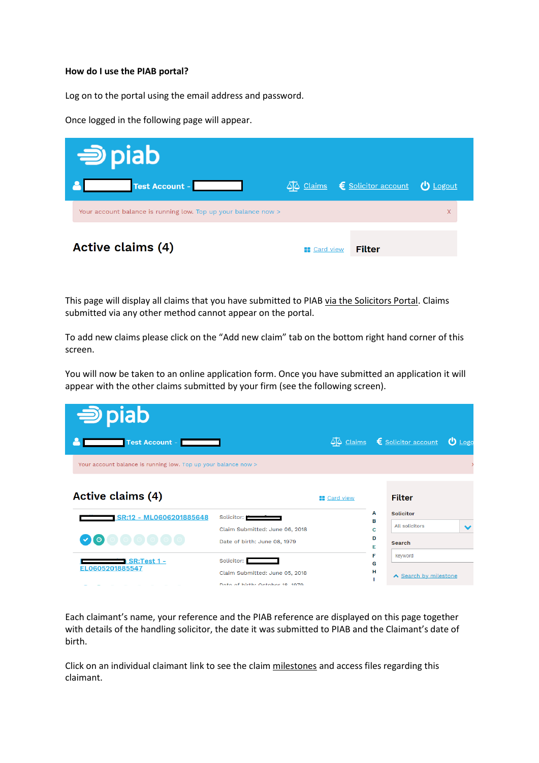**How do I use the PIAB portal?**

Log on to the portal using the email address and password.

Once logged in the following page will appear.

This page will display all claims that you have submitted to PIAB via the Solicitors Portal. Claims submitted via any other method cannot appear on the portal.

To add new claims please click on the "Add new claim" tab on the bottom right hand corner of this screen.

You will now be taken to an online application form. Once you have submitted an application it will appear with the other claims submitted by your firm (see the following screen).

Each claimant's name, your reference and the PIAB reference are displayed on this page together with details of the handling solicitor, the date it was submitted to PIAB and the Claimant's date of birth.

Click on an individual claimant link to see the claim milestones and access files regarding this claimant.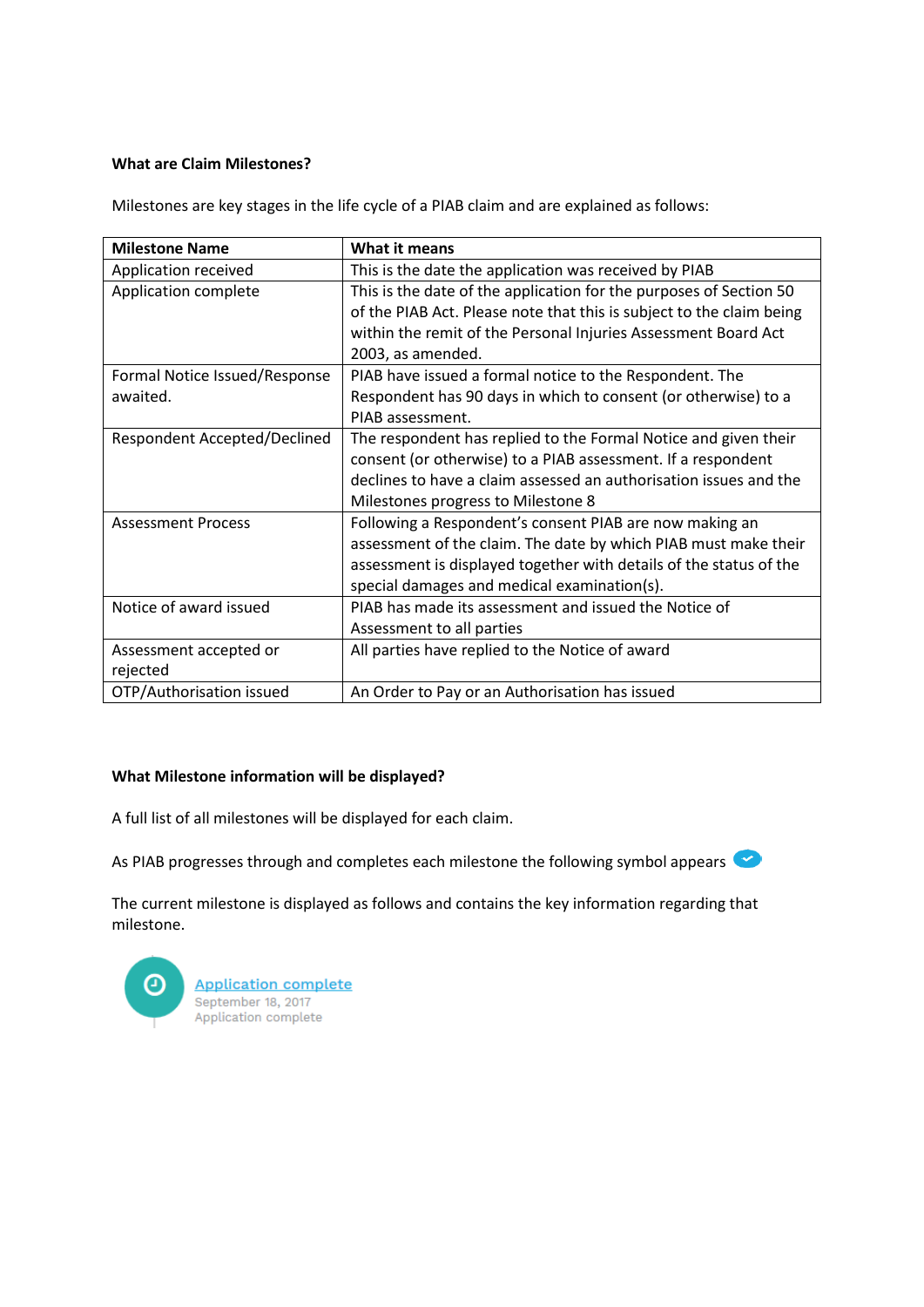**What are Claim Milestones?**

Milestones are key stages in the life cycle of a PIAB claim and are explained as follows:

| Milestone Name | What it means |
|---|---|
| Application received | This is the date the application was received by PIAB |
| Application complete | This is the date of the application for the purposes of Section 50 of the PIAB Act. Please note that this is subject to the claim being within the remit of the Personal Injuries Assessment Board Act 2003, as amended. |
| Formal Notice Issued/Response awaited. | PIAB have issued a formal notice to the Respondent. The Respondent has 90 days in which to consent (or otherwise) to a PIAB assessment. |
| Respondent Accepted/Declined | The respondent has replied to the Formal Notice and given their consent (or otherwise) to a PIAB assessment. If a respondent declines to have a claim assessed an authorisation issues and the Milestones progress to Milestone 8 |
| Assessment Process | Following a Respondent's consent PIAB are now making an assessment of the claim. The date by which PIAB must make their assessment is displayed together with details of the status of the special damages and medical examination(s). |
| Notice of award issued | PIAB has made its assessment and issued the Notice of Assessment to all parties |
| Assessment accepted or rejected | All parties have replied to the Notice of award |
| OTP/Authorisation issued | An Order to Pay or an Authorisation has issued |

**What Milestone information will be displayed?**

A full list of all milestones will be displayed for each claim.

As PIAB progresses through and completes each milestone the following symbol appears

The current milestone is displayed as follows and contains the key information regarding that milestone.

Application complete
September 18, 2017
Application complete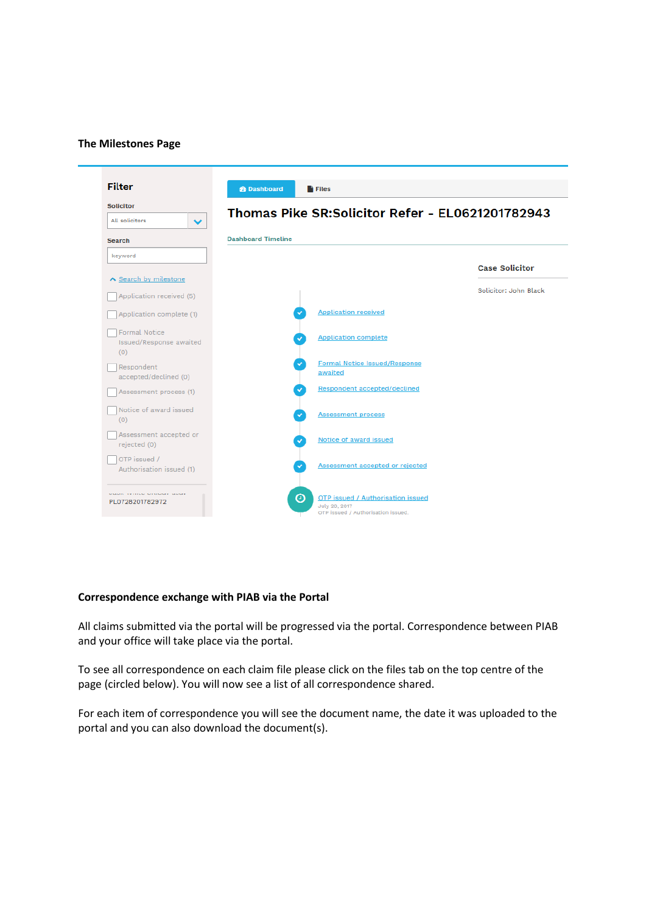**The Milestones Page**

Filter

Solicitor

All solicitors

Search

keyword

Search by milestone

Application received (5)

Application complete (1)

Formal Notice Issued/Response awaited (0)

Respondent accepted/declined (0)

Assessment process (1)

Notice of award issued (0)

Assessment accepted or rejected (0)

OTP issued / Authorisation issued (1)

PL0728201782972

Dashboard

Files

Thomas Pike SR:Solicitor Refer - EL0621201782943

Dashboard Timeline

Case Solicitor

Solicitor: John Black

Application received

Application complete

Formal Notice Issued/Response awaited

Respondent accepted/declined

Assessment process

Notice of award issued

Assessment accepted or rejected

OTP issued / Authorisation issued

July 20, 2017

OTP issued / Authorisation issued.

**Correspondence exchange with PIAB via the Portal**

All claims submitted via the portal will be progressed via the portal. Correspondence between PIAB and your office will take place via the portal.

To see all correspondence on each claim file please click on the files tab on the top centre of the page (circled below). You will now see a list of all correspondence shared.

For each item of correspondence you will see the document name, the date it was uploaded to the portal and you can also download the document(s).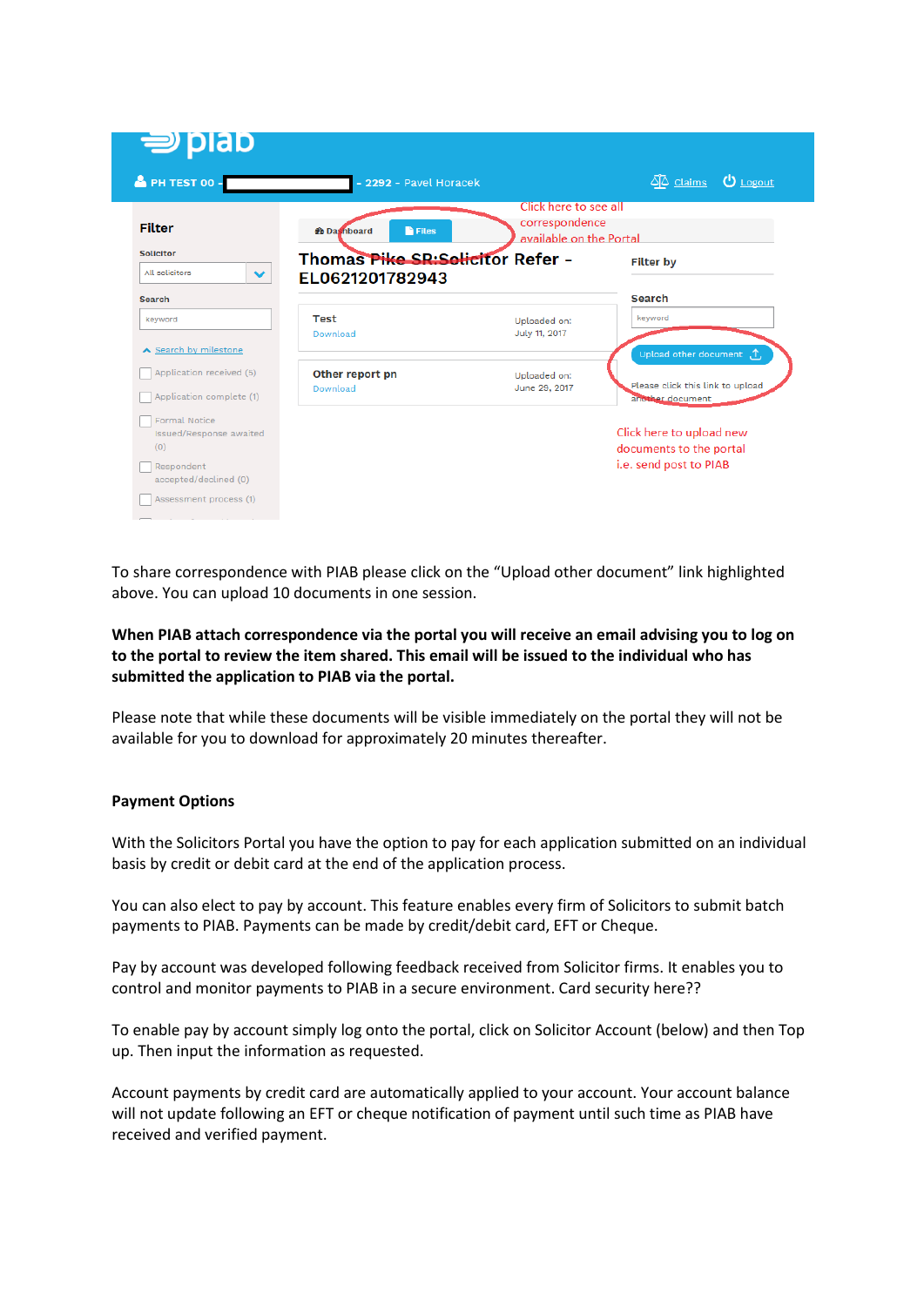To share correspondence with PIAB please click on the "Upload other document" link highlighted above. You can upload 10 documents in one session.

**When PIAB attach correspondence via the portal you will receive an email advising you to log on to the portal to review the item shared. This email will be issued to the individual who has submitted the application to PIAB via the portal.**

Please note that while these documents will be visible immediately on the portal they will not be available for you to download for approximately 20 minutes thereafter.

**Payment Options**

With the Solicitors Portal you have the option to pay for each application submitted on an individual basis by credit or debit card at the end of the application process.

You can also elect to pay by account. This feature enables every firm of Solicitors to submit batch payments to PIAB. Payments can be made by credit/debit card, EFT or Cheque.

Pay by account was developed following feedback received from Solicitor firms. It enables you to control and monitor payments to PIAB in a secure environment. Card security here??

To enable pay by account simply log onto the portal, click on Solicitor Account (below) and then Top up. Then input the information as requested.

Account payments by credit card are automatically applied to your account. Your account balance will not update following an EFT or cheque notification of payment until such time as PIAB have received and verified payment.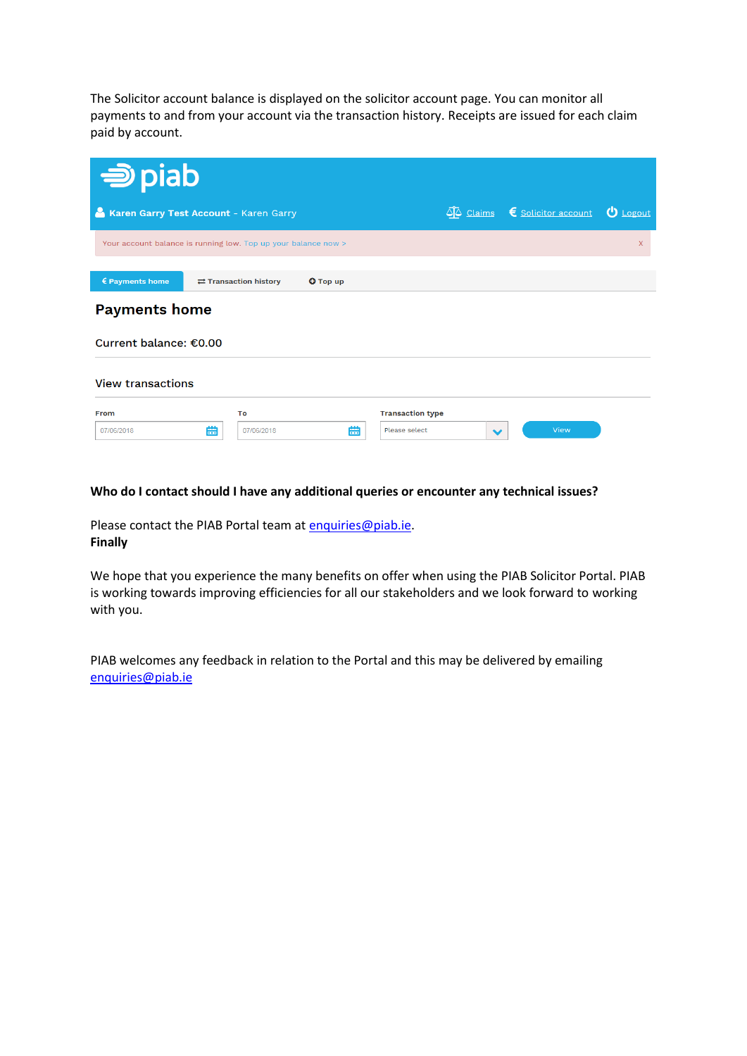The Solicitor account balance is displayed on the solicitor account page. You can monitor all payments to and from your account via the transaction history. Receipts are issued for each claim paid by account.

piab

Karen Garry Test Account - Karen Garry

Claims | Solicitor account | Logout

Your account balance is running low. Top up your balance now >

€ Payments home | Transaction history | Top up

Payments home

Current balance: €0.00

View transactions

From: 07/06/2018

To: 07/06/2018

Transaction type: Please select

View

**Who do I contact should I have any additional queries or encounter any technical issues?**

Please contact the PIAB Portal team at enquiries@piab.ie.

**Finally**

We hope that you experience the many benefits on offer when using the PIAB Solicitor Portal. PIAB is working towards improving efficiencies for all our stakeholders and we look forward to working with you.

PIAB welcomes any feedback in relation to the Portal and this may be delivered by emailing enquiries@piab.ie